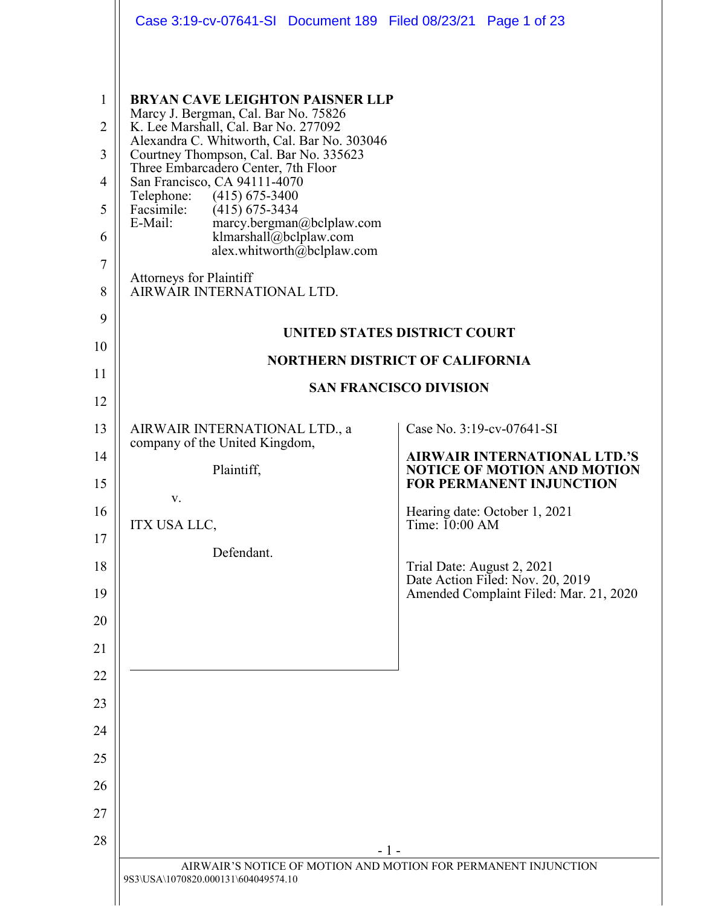**BRYAN CAVE LEIGHTON PAISNER LLP**
Marcy J. Bergman, Cal. Bar No. 75826
K. Lee Marshall, Cal. Bar No. 277092
Alexandra C. Whitworth, Cal. Bar No. 303046
Courtney Thompson, Cal. Bar No. 335623
Three Embarcadero Center, 7th Floor
San Francisco, CA 94111-4070
Telephone: (415) 675-3400
Facsimile: (415) 675-3434
E-Mail: marcy.bergman@bclplaw.com
klmarshall@bclplaw.com
alex.whitworth@bclplaw.com

Attorneys for Plaintiff
AIRWAIR INTERNATIONAL LTD.

**UNITED STATES DISTRICT COURT**

**NORTHERN DISTRICT OF CALIFORNIA**

**SAN FRANCISCO DIVISION**

AIRWAIR INTERNATIONAL LTD., a company of the United Kingdom,

Plaintiff,

v.

ITX USA LLC,

Defendant.

Case No. 3:19-cv-07641-SI

**AIRWAIR INTERNATIONAL LTD.'S NOTICE OF MOTION AND MOTION FOR PERMANENT INJUNCTION**

Hearing date: October 1, 2021
Time: 10:00 AM

Trial Date: August 2, 2021
Date Action Filed: Nov. 20, 2019
Amended Complaint Filed: Mar. 21, 2020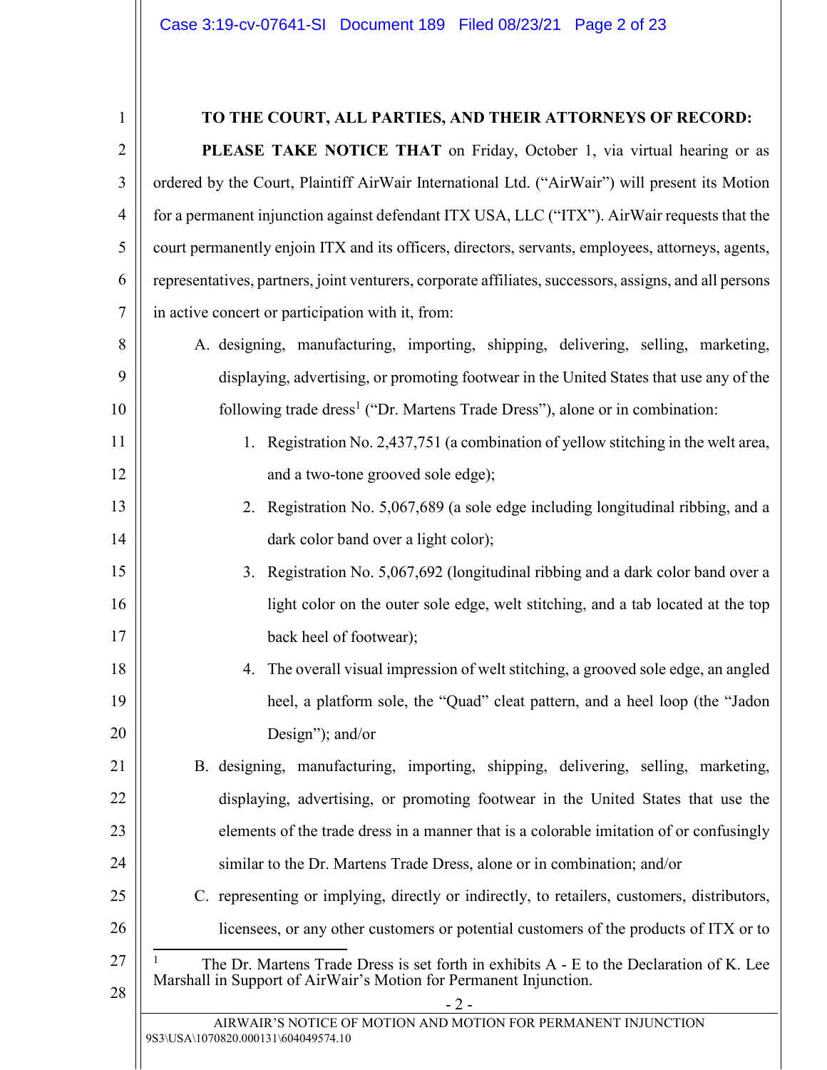**TO THE COURT, ALL PARTIES, AND THEIR ATTORNEYS OF RECORD:**

**PLEASE TAKE NOTICE THAT** on Friday, October 1, via virtual hearing or as ordered by the Court, Plaintiff AirWair International Ltd. ("AirWair") will present its Motion for a permanent injunction against defendant ITX USA, LLC ("ITX"). AirWair requests that the court permanently enjoin ITX and its officers, directors, servants, employees, attorneys, agents, representatives, partners, joint venturers, corporate affiliates, successors, assigns, and all persons in active concert or participation with it, from:

A. designing, manufacturing, importing, shipping, delivering, selling, marketing, displaying, advertising, or promoting footwear in the United States that use any of the following trade dress[1] ("Dr. Martens Trade Dress"), alone or in combination:

   1. Registration No. 2,437,751 (a combination of yellow stitching in the welt area, and a two-tone grooved sole edge);
   2. Registration No. 5,067,689 (a sole edge including longitudinal ribbing, and a dark color band over a light color);
   3. Registration No. 5,067,692 (longitudinal ribbing and a dark color band over a light color on the outer sole edge, welt stitching, and a tab located at the top back heel of footwear);
   4. The overall visual impression of welt stitching, a grooved sole edge, an angled heel, a platform sole, the "Quad" cleat pattern, and a heel loop (the "Jadon Design"); and/or

B. designing, manufacturing, importing, shipping, delivering, selling, marketing, displaying, advertising, or promoting footwear in the United States that use the elements of the trade dress in a manner that is a colorable imitation of or confusingly similar to the Dr. Martens Trade Dress, alone or in combination; and/or

C. representing or implying, directly or indirectly, to retailers, customers, distributors, licensees, or any other customers or potential customers of the products of ITX or to

---

[1] The Dr. Martens Trade Dress is set forth in exhibits A - E to the Declaration of K. Lee Marshall in Support of AirWair's Motion for Permanent Injunction.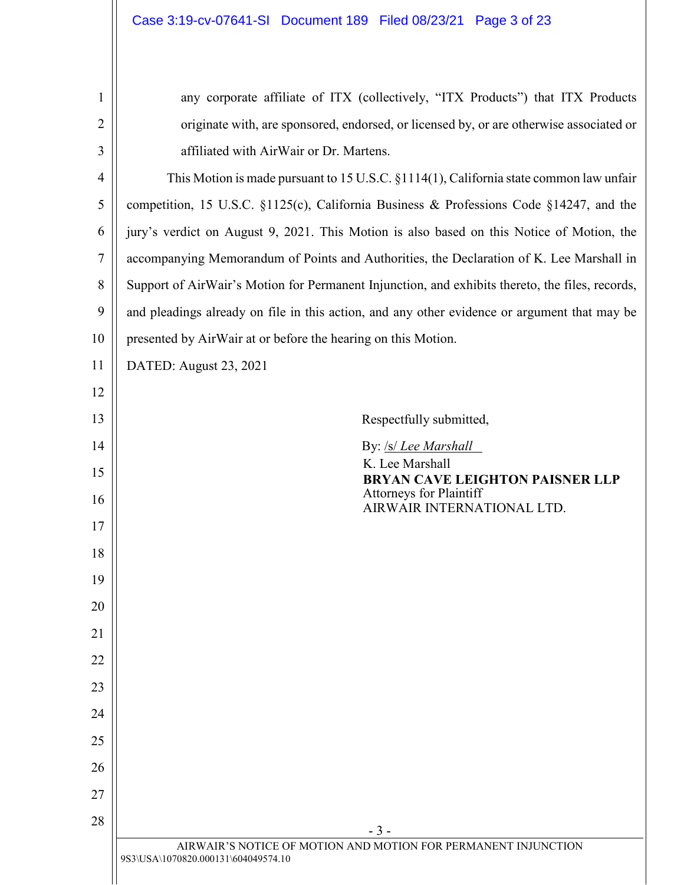any corporate affiliate of ITX (collectively, "ITX Products") that ITX Products originate with, are sponsored, endorsed, or licensed by, or are otherwise associated or affiliated with AirWair or Dr. Martens.

This Motion is made pursuant to 15 U.S.C. §1114(1), California state common law unfair competition, 15 U.S.C. §1125(c), California Business & Professions Code §14247, and the jury's verdict on August 9, 2021. This Motion is also based on this Notice of Motion, the accompanying Memorandum of Points and Authorities, the Declaration of K. Lee Marshall in Support of AirWair's Motion for Permanent Injunction, and exhibits thereto, the files, records, and pleadings already on file in this action, and any other evidence or argument that may be presented by AirWair at or before the hearing on this Motion.

DATED: August 23, 2021

Respectfully submitted,

By: /s/ *Lee Marshall*
K. Lee Marshall
**BRYAN CAVE LEIGHTON PAISNER LLP**
Attorneys for Plaintiff
AIRWAIR INTERNATIONAL LTD.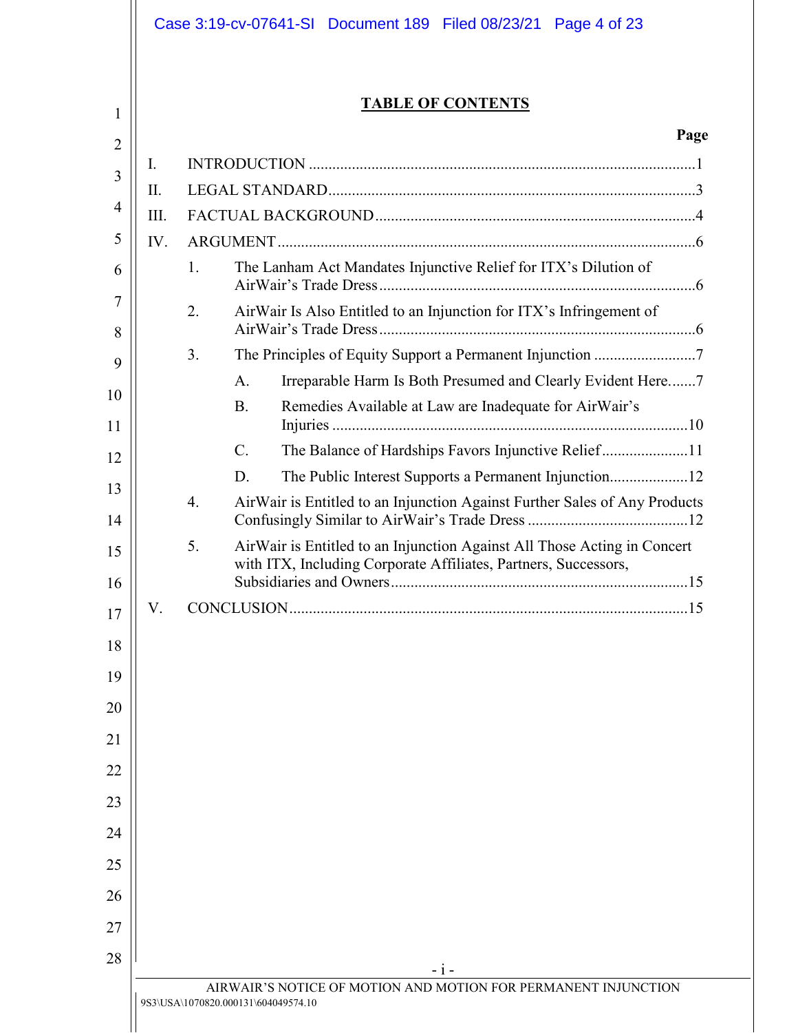## TABLE OF CONTENTS

| | Page |
|---|---|
| I. INTRODUCTION | 1 |
| II. LEGAL STANDARD | 3 |
| III. FACTUAL BACKGROUND | 4 |
| IV. ARGUMENT | 6 |
| 1. The Lanham Act Mandates Injunctive Relief for ITX's Dilution of AirWair's Trade Dress | 6 |
| 2. AirWair Is Also Entitled to an Injunction for ITX's Infringement of AirWair's Trade Dress | 6 |
| 3. The Principles of Equity Support a Permanent Injunction | 7 |
| A. Irreparable Harm Is Both Presumed and Clearly Evident Here | 7 |
| B. Remedies Available at Law are Inadequate for AirWair's Injuries | 10 |
| C. The Balance of Hardships Favors Injunctive Relief | 11 |
| D. The Public Interest Supports a Permanent Injunction | 12 |
| 4. AirWair is Entitled to an Injunction Against Further Sales of Any Products Confusingly Similar to AirWair's Trade Dress | 12 |
| 5. AirWair is Entitled to an Injunction Against All Those Acting in Concert with ITX, Including Corporate Affiliates, Partners, Successors, Subsidiaries and Owners | 15 |
| V. CONCLUSION | 15 |

AIRWAIR'S NOTICE OF MOTION AND MOTION FOR PERMANENT INJUNCTION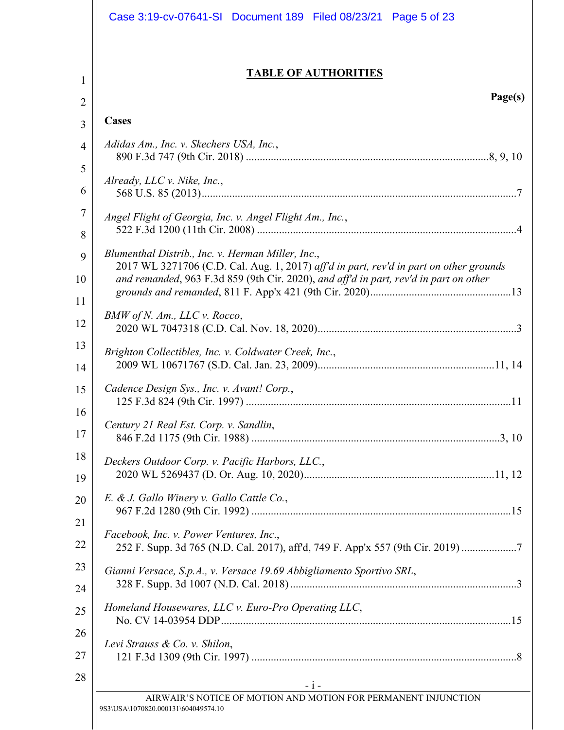## TABLE OF AUTHORITIES

**Page(s)**

**Cases**

*Adidas Am., Inc. v. Skechers USA, Inc.*,
890 F.3d 747 (9th Cir. 2018) ....................................................................................8, 9, 10

*Already, LLC v. Nike, Inc.*,
568 U.S. 85 (2013)..................................................................................................................7

*Angel Flight of Georgia, Inc. v. Angel Flight Am., Inc.*,
522 F.3d 1200 (11th Cir. 2008) ..............................................................................................4

*Blumenthal Distrib., Inc. v. Herman Miller, Inc.*,
2017 WL 3271706 (C.D. Cal. Aug. 1, 2017) *aff'd in part, rev'd in part on other grounds and remanded*, 963 F.3d 859 (9th Cir. 2020), *and aff'd in part, rev'd in part on other grounds and remanded*, 811 F. App'x 421 (9th Cir. 2020)....................................................13

*BMW of N. Am., LLC v. Rocco*,
2020 WL 7047318 (C.D. Cal. Nov. 18, 2020)........................................................................3

*Brighton Collectibles, Inc. v. Coldwater Creek, Inc.*,
2009 WL 10671767 (S.D. Cal. Jan. 23, 2009)................................................................11, 14

*Cadence Design Sys., Inc. v. Avant! Corp.*,
125 F.3d 824 (9th Cir. 1997) ................................................................................................11

*Century 21 Real Est. Corp. v. Sandlin*,
846 F.2d 1175 (9th Cir. 1988) ..........................................................................................3, 10

*Deckers Outdoor Corp. v. Pacific Harbors, LLC.*,
2020 WL 5269437 (D. Or. Aug. 10, 2020)......................................................................11, 12

*E. & J. Gallo Winery v. Gallo Cattle Co.*,
967 F.2d 1280 (9th Cir. 1992) ..............................................................................................15

*Facebook, Inc. v. Power Ventures, Inc.*,
252 F. Supp. 3d 765 (N.D. Cal. 2017), aff'd, 749 F. App'x 557 (9th Cir. 2019) ....................7

*Gianni Versace, S.p.A., v. Versace 19.69 Abbigliamento Sportivo SRL*,
328 F. Supp. 3d 1007 (N.D. Cal. 2018) ..................................................................................3

*Homeland Housewares, LLC v. Euro-Pro Operating LLC*,
No. CV 14-03954 DDP.........................................................................................................15

*Levi Strauss & Co. v. Shilon*,
121 F.3d 1309 (9th Cir. 1997) ................................................................................................8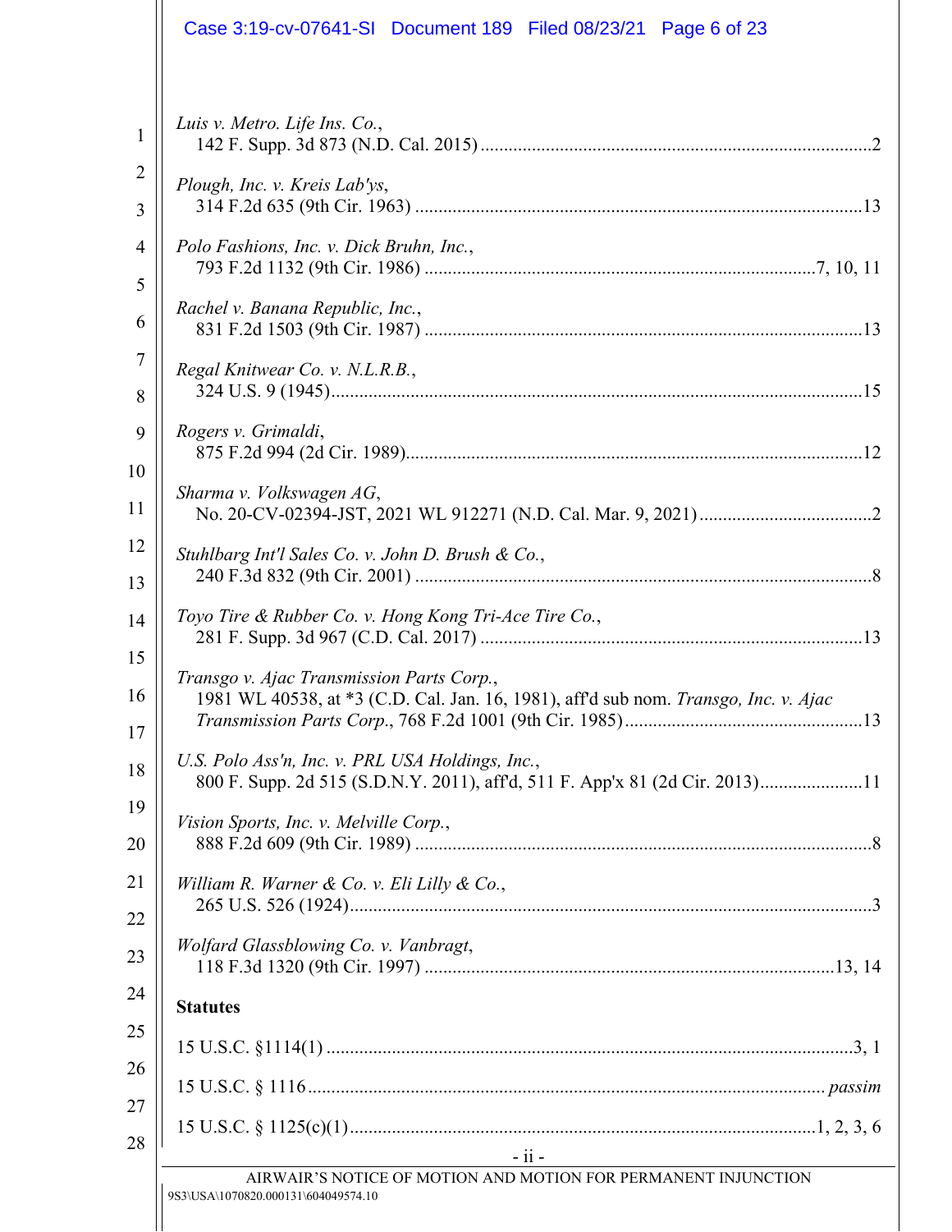*Luis v. Metro. Life Ins. Co.*,
142 F. Supp. 3d 873 (N.D. Cal. 2015) .......... 2

*Plough, Inc. v. Kreis Lab'ys*,
314 F.2d 635 (9th Cir. 1963) .......... 13

*Polo Fashions, Inc. v. Dick Bruhn, Inc.*,
793 F.2d 1132 (9th Cir. 1986) .......... 7, 10, 11

*Rachel v. Banana Republic, Inc.*,
831 F.2d 1503 (9th Cir. 1987) .......... 13

*Regal Knitwear Co. v. N.L.R.B.*,
324 U.S. 9 (1945) .......... 15

*Rogers v. Grimaldi*,
875 F.2d 994 (2d Cir. 1989) .......... 12

*Sharma v. Volkswagen AG*,
No. 20-CV-02394-JST, 2021 WL 912271 (N.D. Cal. Mar. 9, 2021) .......... 2

*Stuhlbarg Int'l Sales Co. v. John D. Brush & Co.*,
240 F.3d 832 (9th Cir. 2001) .......... 8

*Toyo Tire & Rubber Co. v. Hong Kong Tri-Ace Tire Co.*,
281 F. Supp. 3d 967 (C.D. Cal. 2017) .......... 13

*Transgo v. Ajac Transmission Parts Corp.*,
1981 WL 40538, at *3 (C.D. Cal. Jan. 16, 1981), aff'd sub nom. *Transgo, Inc. v. Ajac Transmission Parts Corp.*, 768 F.2d 1001 (9th Cir. 1985) .......... 13

*U.S. Polo Ass'n, Inc. v. PRL USA Holdings, Inc.*,
800 F. Supp. 2d 515 (S.D.N.Y. 2011), aff'd, 511 F. App'x 81 (2d Cir. 2013) .......... 11

*Vision Sports, Inc. v. Melville Corp.*,
888 F.2d 609 (9th Cir. 1989) .......... 8

*William R. Warner & Co. v. Eli Lilly & Co.*,
265 U.S. 526 (1924) .......... 3

*Wolfard Glassblowing Co. v. Vanbragt*,
118 F.3d 1320 (9th Cir. 1997) .......... 13, 14

**Statutes**

15 U.S.C. §1114(1) .......... 3, 1

15 U.S.C. § 1116 .......... *passim*

15 U.S.C. § 1125(c)(1) .......... 1, 2, 3, 6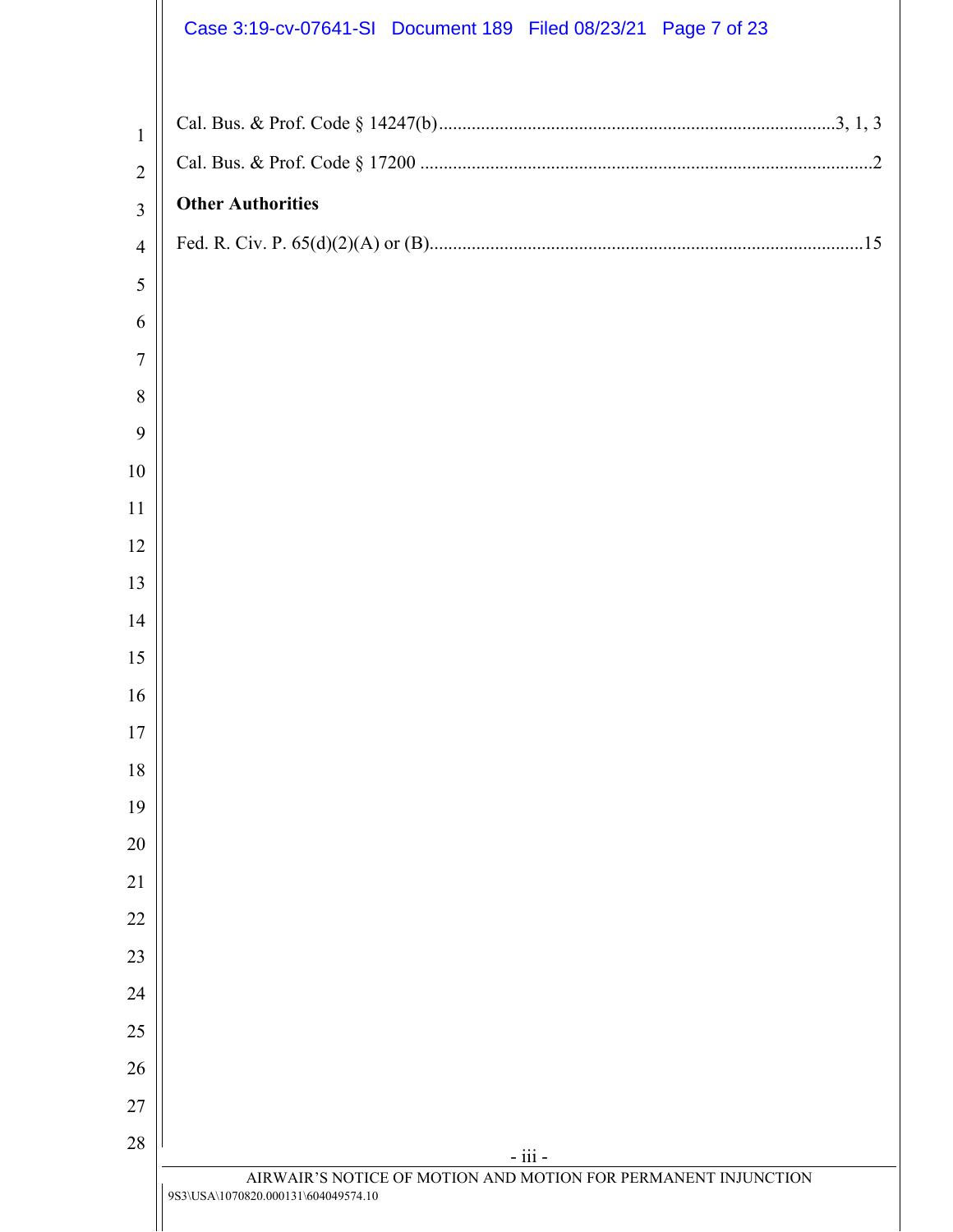Cal. Bus. & Prof. Code § 14247(b)....................................................................................3, 1, 3

Cal. Bus. & Prof. Code § 17200 ................................................................................................2

**Other Authorities**

Fed. R. Civ. P. 65(d)(2)(A) or (B)............................................................................................15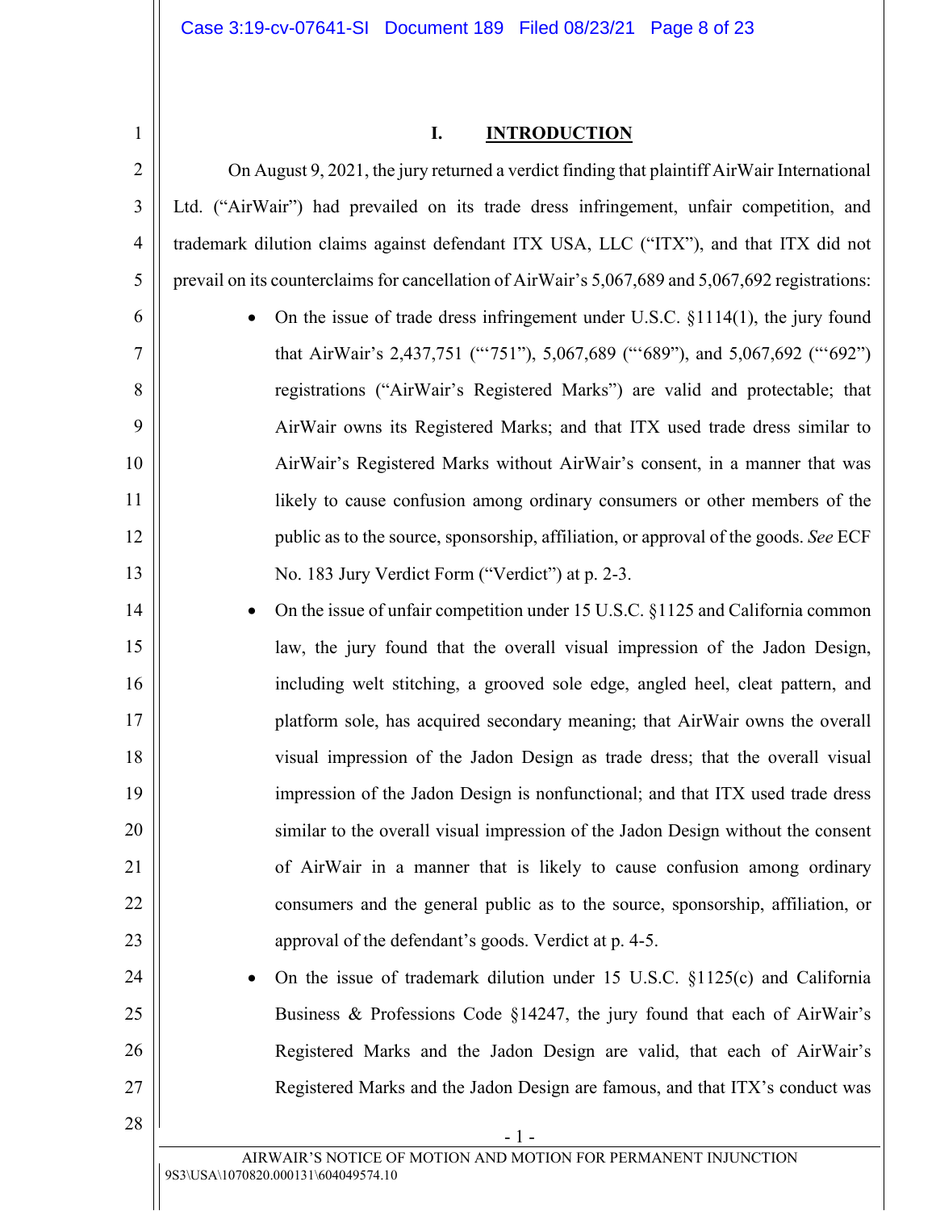## I. INTRODUCTION

On August 9, 2021, the jury returned a verdict finding that plaintiff AirWair International Ltd. ("AirWair") had prevailed on its trade dress infringement, unfair competition, and trademark dilution claims against defendant ITX USA, LLC ("ITX"), and that ITX did not prevail on its counterclaims for cancellation of AirWair's 5,067,689 and 5,067,692 registrations:

- On the issue of trade dress infringement under U.S.C. §1114(1), the jury found that AirWair's 2,437,751 ("'751"), 5,067,689 ("'689"), and 5,067,692 ("'692") registrations ("AirWair's Registered Marks") are valid and protectable; that AirWair owns its Registered Marks; and that ITX used trade dress similar to AirWair's Registered Marks without AirWair's consent, in a manner that was likely to cause confusion among ordinary consumers or other members of the public as to the source, sponsorship, affiliation, or approval of the goods. *See* ECF No. 183 Jury Verdict Form ("Verdict") at p. 2-3.
- On the issue of unfair competition under 15 U.S.C. §1125 and California common law, the jury found that the overall visual impression of the Jadon Design, including welt stitching, a grooved sole edge, angled heel, cleat pattern, and platform sole, has acquired secondary meaning; that AirWair owns the overall visual impression of the Jadon Design as trade dress; that the overall visual impression of the Jadon Design is nonfunctional; and that ITX used trade dress similar to the overall visual impression of the Jadon Design without the consent of AirWair in a manner that is likely to cause confusion among ordinary consumers and the general public as to the source, sponsorship, affiliation, or approval of the defendant's goods. Verdict at p. 4-5.
- On the issue of trademark dilution under 15 U.S.C. §1125(c) and California Business & Professions Code §14247, the jury found that each of AirWair's Registered Marks and the Jadon Design are valid, that each of AirWair's Registered Marks and the Jadon Design are famous, and that ITX's conduct was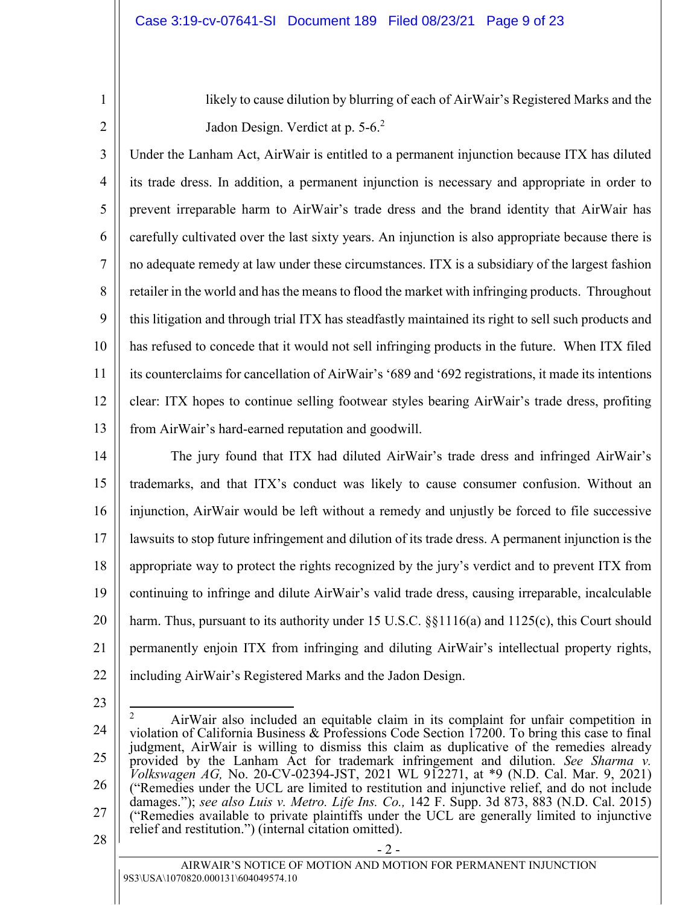likely to cause dilution by blurring of each of AirWair's Registered Marks and the Jadon Design. Verdict at p. 5-6.[2]

Under the Lanham Act, AirWair is entitled to a permanent injunction because ITX has diluted its trade dress. In addition, a permanent injunction is necessary and appropriate in order to prevent irreparable harm to AirWair's trade dress and the brand identity that AirWair has carefully cultivated over the last sixty years. An injunction is also appropriate because there is no adequate remedy at law under these circumstances. ITX is a subsidiary of the largest fashion retailer in the world and has the means to flood the market with infringing products. Throughout this litigation and through trial ITX has steadfastly maintained its right to sell such products and has refused to concede that it would not sell infringing products in the future. When ITX filed its counterclaims for cancellation of AirWair's '689 and '692 registrations, it made its intentions clear: ITX hopes to continue selling footwear styles bearing AirWair's trade dress, profiting from AirWair's hard-earned reputation and goodwill.

The jury found that ITX had diluted AirWair's trade dress and infringed AirWair's trademarks, and that ITX's conduct was likely to cause consumer confusion. Without an injunction, AirWair would be left without a remedy and unjustly be forced to file successive lawsuits to stop future infringement and dilution of its trade dress. A permanent injunction is the appropriate way to protect the rights recognized by the jury's verdict and to prevent ITX from continuing to infringe and dilute AirWair's valid trade dress, causing irreparable, incalculable harm. Thus, pursuant to its authority under 15 U.S.C. §§1116(a) and 1125(c), this Court should permanently enjoin ITX from infringing and diluting AirWair's intellectual property rights, including AirWair's Registered Marks and the Jadon Design.

---

[2] AirWair also included an equitable claim in its complaint for unfair competition in violation of California Business & Professions Code Section 17200. To bring this case to final judgment, AirWair is willing to dismiss this claim as duplicative of the remedies already provided by the Lanham Act for trademark infringement and dilution. *See Sharma v. Volkswagen AG,* No. 20-CV-02394-JST, 2021 WL 912271, at *9 (N.D. Cal. Mar. 9, 2021) ("Remedies under the UCL are limited to restitution and injunctive relief, and do not include damages."); *see also Luis v. Metro. Life Ins. Co.,* 142 F. Supp. 3d 873, 883 (N.D. Cal. 2015) ("Remedies available to private plaintiffs under the UCL are generally limited to injunctive relief and restitution.") (internal citation omitted).

AIRWAIR'S NOTICE OF MOTION AND MOTION FOR PERMANENT INJUNCTION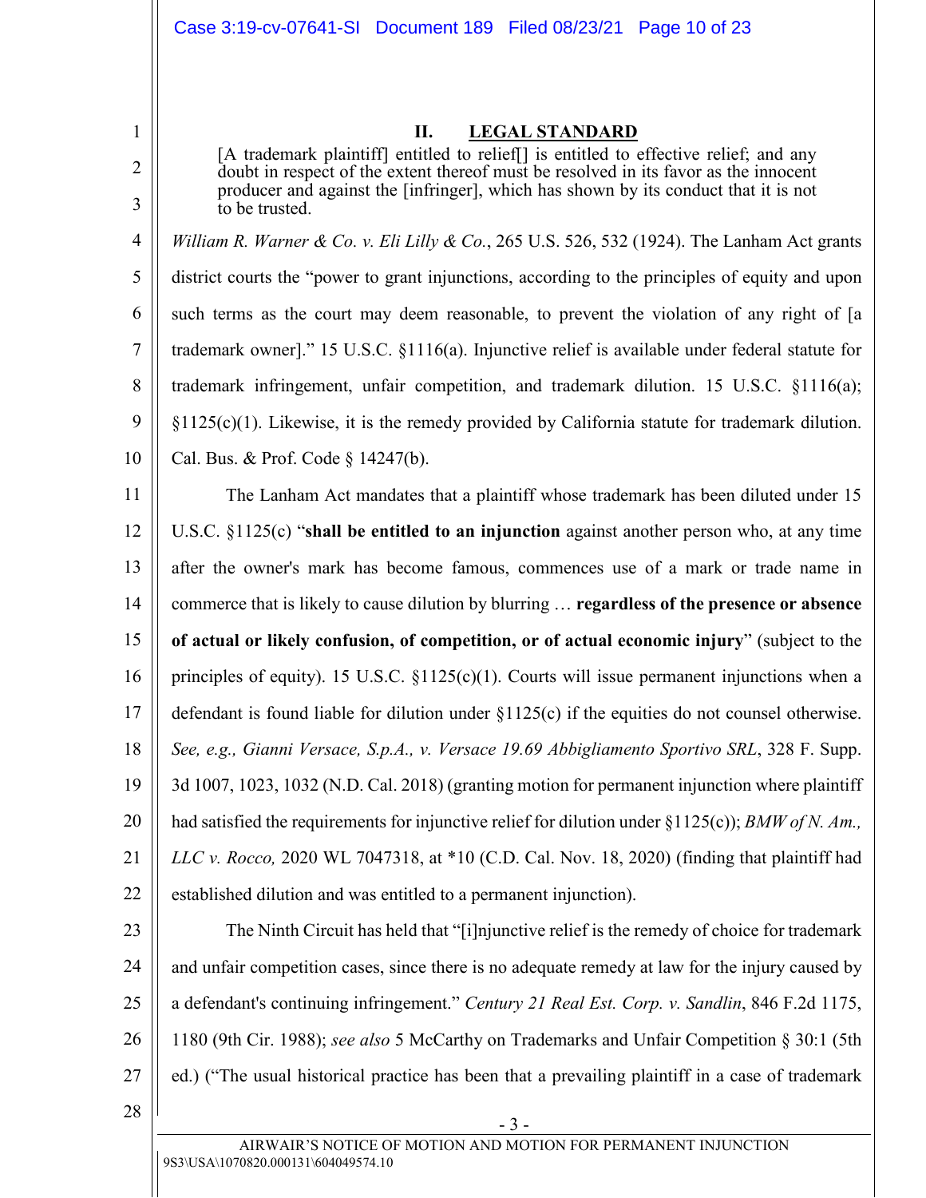## II. LEGAL STANDARD

> [A trademark plaintiff] entitled to relief[] is entitled to effective relief; and any doubt in respect of the extent thereof must be resolved in its favor as the innocent producer and against the [infringer], which has shown by its conduct that it is not to be trusted.

*William R. Warner & Co. v. Eli Lilly & Co.*, 265 U.S. 526, 532 (1924). The Lanham Act grants district courts the "power to grant injunctions, according to the principles of equity and upon such terms as the court may deem reasonable, to prevent the violation of any right of [a trademark owner]." 15 U.S.C. §1116(a). Injunctive relief is available under federal statute for trademark infringement, unfair competition, and trademark dilution. 15 U.S.C. §1116(a); §1125(c)(1). Likewise, it is the remedy provided by California statute for trademark dilution. Cal. Bus. & Prof. Code § 14247(b).

The Lanham Act mandates that a plaintiff whose trademark has been diluted under 15 U.S.C. §1125(c) "**shall be entitled to an injunction** against another person who, at any time after the owner's mark has become famous, commences use of a mark or trade name in commerce that is likely to cause dilution by blurring … **regardless of the presence or absence of actual or likely confusion, of competition, or of actual economic injury**" (subject to the principles of equity). 15 U.S.C. §1125(c)(1). Courts will issue permanent injunctions when a defendant is found liable for dilution under §1125(c) if the equities do not counsel otherwise. *See, e.g., Gianni Versace, S.p.A., v. Versace 19.69 Abbigliamento Sportivo SRL*, 328 F. Supp. 3d 1007, 1023, 1032 (N.D. Cal. 2018) (granting motion for permanent injunction where plaintiff had satisfied the requirements for injunctive relief for dilution under §1125(c)); *BMW of N. Am., LLC v. Rocco,* 2020 WL 7047318, at *10 (C.D. Cal. Nov. 18, 2020) (finding that plaintiff had established dilution and was entitled to a permanent injunction).

The Ninth Circuit has held that "[i]njunctive relief is the remedy of choice for trademark and unfair competition cases, since there is no adequate remedy at law for the injury caused by a defendant's continuing infringement." *Century 21 Real Est. Corp. v. Sandlin*, 846 F.2d 1175, 1180 (9th Cir. 1988); *see also* 5 McCarthy on Trademarks and Unfair Competition § 30:1 (5th ed.) ("The usual historical practice has been that a prevailing plaintiff in a case of trademark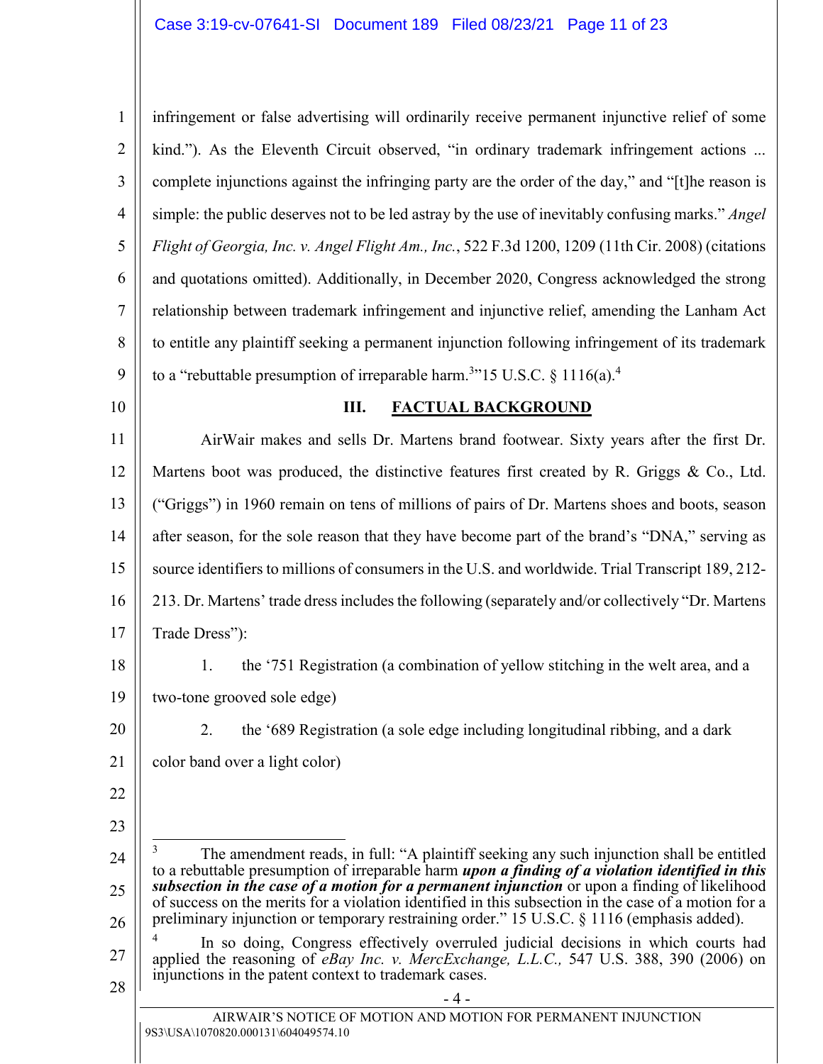infringement or false advertising will ordinarily receive permanent injunctive relief of some kind."). As the Eleventh Circuit observed, "in ordinary trademark infringement actions ... complete injunctions against the infringing party are the order of the day," and "[t]he reason is simple: the public deserves not to be led astray by the use of inevitably confusing marks." *Angel Flight of Georgia, Inc. v. Angel Flight Am., Inc.*, 522 F.3d 1200, 1209 (11th Cir. 2008) (citations and quotations omitted). Additionally, in December 2020, Congress acknowledged the strong relationship between trademark infringement and injunctive relief, amending the Lanham Act to entitle any plaintiff seeking a permanent injunction following infringement of its trademark to a "rebuttable presumption of irreparable harm.[3]"15 U.S.C. § 1116(a).[4]

## III. FACTUAL BACKGROUND

AirWair makes and sells Dr. Martens brand footwear. Sixty years after the first Dr. Martens boot was produced, the distinctive features first created by R. Griggs & Co., Ltd. ("Griggs") in 1960 remain on tens of millions of pairs of Dr. Martens shoes and boots, season after season, for the sole reason that they have become part of the brand's "DNA," serving as source identifiers to millions of consumers in the U.S. and worldwide. Trial Transcript 189, 212-213. Dr. Martens' trade dress includes the following (separately and/or collectively "Dr. Martens Trade Dress"):

1. the '751 Registration (a combination of yellow stitching in the welt area, and a two-tone grooved sole edge)

2. the '689 Registration (a sole edge including longitudinal ribbing, and a dark color band over a light color)

---

[3] The amendment reads, in full: "A plaintiff seeking any such injunction shall be entitled to a rebuttable presumption of irreparable harm ***upon a finding of a violation identified in this subsection in the case of a motion for a permanent injunction*** or upon a finding of likelihood of success on the merits for a violation identified in this subsection in the case of a motion for a preliminary injunction or temporary restraining order." 15 U.S.C. § 1116 (emphasis added).

[4] In so doing, Congress effectively overruled judicial decisions in which courts had applied the reasoning of *eBay Inc. v. MercExchange, L.L.C.,* 547 U.S. 388, 390 (2006) on injunctions in the patent context to trademark cases.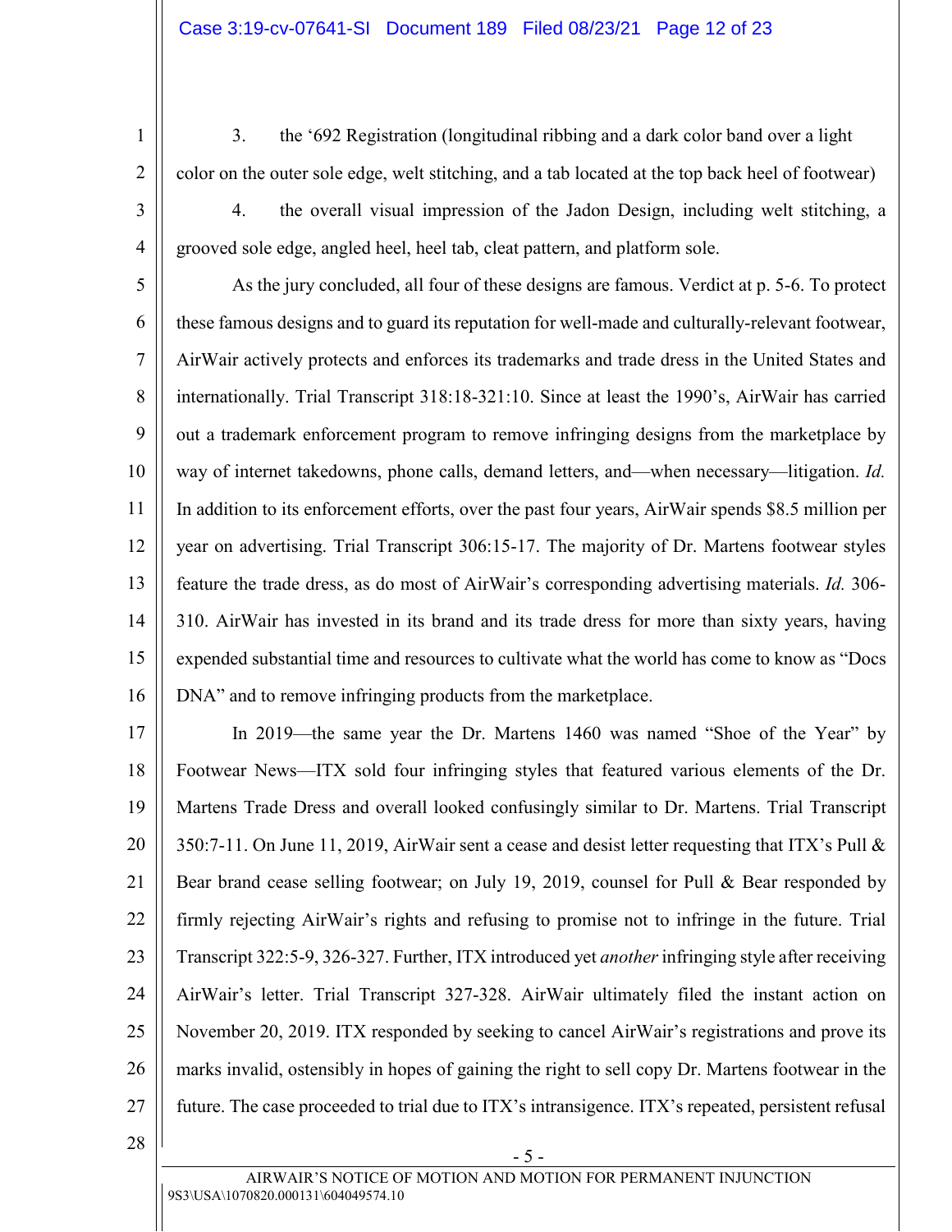3. the '692 Registration (longitudinal ribbing and a dark color band over a light color on the outer sole edge, welt stitching, and a tab located at the top back heel of footwear)

4. the overall visual impression of the Jadon Design, including welt stitching, a grooved sole edge, angled heel, heel tab, cleat pattern, and platform sole.

As the jury concluded, all four of these designs are famous. Verdict at p. 5-6. To protect these famous designs and to guard its reputation for well-made and culturally-relevant footwear, AirWair actively protects and enforces its trademarks and trade dress in the United States and internationally. Trial Transcript 318:18-321:10. Since at least the 1990's, AirWair has carried out a trademark enforcement program to remove infringing designs from the marketplace by way of internet takedowns, phone calls, demand letters, and—when necessary—litigation. *Id.* In addition to its enforcement efforts, over the past four years, AirWair spends $8.5 million per year on advertising. Trial Transcript 306:15-17. The majority of Dr. Martens footwear styles feature the trade dress, as do most of AirWair's corresponding advertising materials. *Id.* 306-310. AirWair has invested in its brand and its trade dress for more than sixty years, having expended substantial time and resources to cultivate what the world has come to know as "Docs DNA" and to remove infringing products from the marketplace.

In 2019—the same year the Dr. Martens 1460 was named "Shoe of the Year" by Footwear News—ITX sold four infringing styles that featured various elements of the Dr. Martens Trade Dress and overall looked confusingly similar to Dr. Martens. Trial Transcript 350:7-11. On June 11, 2019, AirWair sent a cease and desist letter requesting that ITX's Pull & Bear brand cease selling footwear; on July 19, 2019, counsel for Pull & Bear responded by firmly rejecting AirWair's rights and refusing to promise not to infringe in the future. Trial Transcript 322:5-9, 326-327. Further, ITX introduced yet *another* infringing style after receiving AirWair's letter. Trial Transcript 327-328. AirWair ultimately filed the instant action on November 20, 2019. ITX responded by seeking to cancel AirWair's registrations and prove its marks invalid, ostensibly in hopes of gaining the right to sell copy Dr. Martens footwear in the future. The case proceeded to trial due to ITX's intransigence. ITX's repeated, persistent refusal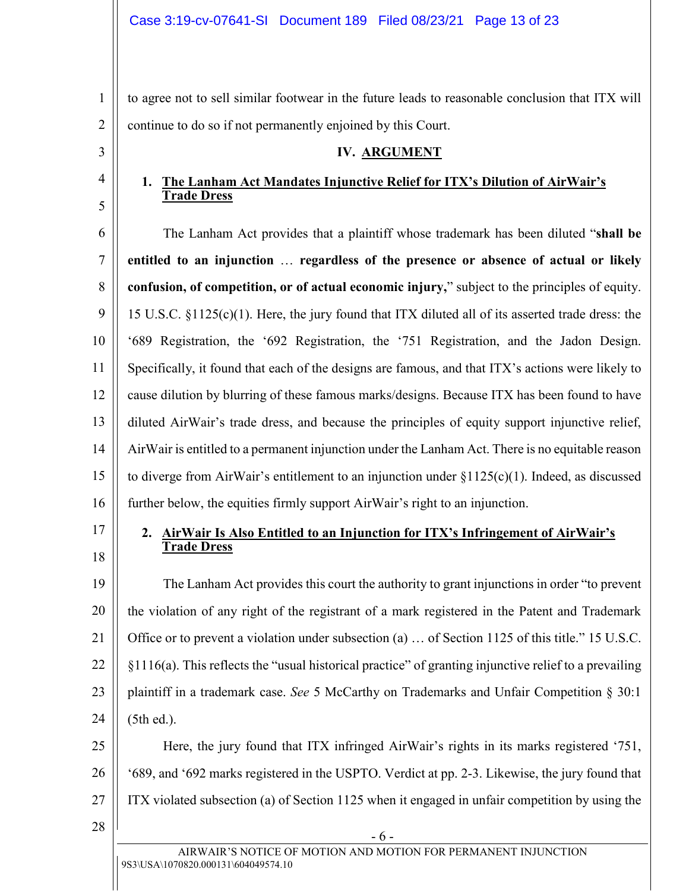to agree not to sell similar footwear in the future leads to reasonable conclusion that ITX will continue to do so if not permanently enjoined by this Court.

## IV. ARGUMENT

### 1. The Lanham Act Mandates Injunctive Relief for ITX's Dilution of AirWair's Trade Dress

The Lanham Act provides that a plaintiff whose trademark has been diluted "**shall be entitled to an injunction** … **regardless of the presence or absence of actual or likely confusion, of competition, or of actual economic injury,**" subject to the principles of equity. 15 U.S.C. §1125(c)(1). Here, the jury found that ITX diluted all of its asserted trade dress: the '689 Registration, the '692 Registration, the '751 Registration, and the Jadon Design. Specifically, it found that each of the designs are famous, and that ITX's actions were likely to cause dilution by blurring of these famous marks/designs. Because ITX has been found to have diluted AirWair's trade dress, and because the principles of equity support injunctive relief, AirWair is entitled to a permanent injunction under the Lanham Act. There is no equitable reason to diverge from AirWair's entitlement to an injunction under §1125(c)(1). Indeed, as discussed further below, the equities firmly support AirWair's right to an injunction.

### 2. AirWair Is Also Entitled to an Injunction for ITX's Infringement of AirWair's Trade Dress

The Lanham Act provides this court the authority to grant injunctions in order "to prevent the violation of any right of the registrant of a mark registered in the Patent and Trademark Office or to prevent a violation under subsection (a) … of Section 1125 of this title." 15 U.S.C. §1116(a). This reflects the "usual historical practice" of granting injunctive relief to a prevailing plaintiff in a trademark case. *See* 5 McCarthy on Trademarks and Unfair Competition § 30:1 (5th ed.).

Here, the jury found that ITX infringed AirWair's rights in its marks registered '751, '689, and '692 marks registered in the USPTO. Verdict at pp. 2-3. Likewise, the jury found that ITX violated subsection (a) of Section 1125 when it engaged in unfair competition by using the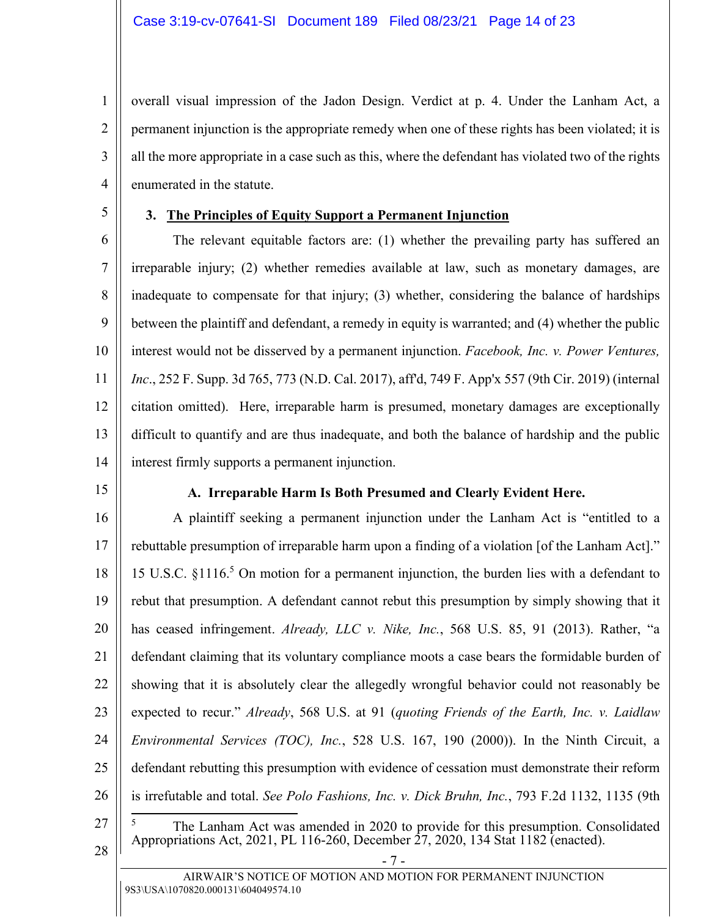overall visual impression of the Jadon Design. Verdict at p. 4. Under the Lanham Act, a permanent injunction is the appropriate remedy when one of these rights has been violated; it is all the more appropriate in a case such as this, where the defendant has violated two of the rights enumerated in the statute.

### 3. The Principles of Equity Support a Permanent Injunction

The relevant equitable factors are: (1) whether the prevailing party has suffered an irreparable injury; (2) whether remedies available at law, such as monetary damages, are inadequate to compensate for that injury; (3) whether, considering the balance of hardships between the plaintiff and defendant, a remedy in equity is warranted; and (4) whether the public interest would not be disserved by a permanent injunction. *Facebook, Inc. v. Power Ventures, Inc*., 252 F. Supp. 3d 765, 773 (N.D. Cal. 2017), aff'd, 749 F. App'x 557 (9th Cir. 2019) (internal citation omitted). Here, irreparable harm is presumed, monetary damages are exceptionally difficult to quantify and are thus inadequate, and both the balance of hardship and the public interest firmly supports a permanent injunction.

#### A. Irreparable Harm Is Both Presumed and Clearly Evident Here.

A plaintiff seeking a permanent injunction under the Lanham Act is "entitled to a rebuttable presumption of irreparable harm upon a finding of a violation [of the Lanham Act]." 15 U.S.C. §1116.[5] On motion for a permanent injunction, the burden lies with a defendant to rebut that presumption. A defendant cannot rebut this presumption by simply showing that it has ceased infringement. *Already, LLC v. Nike, Inc.*, 568 U.S. 85, 91 (2013). Rather, "a defendant claiming that its voluntary compliance moots a case bears the formidable burden of showing that it is absolutely clear the allegedly wrongful behavior could not reasonably be expected to recur." *Already*, 568 U.S. at 91 (*quoting Friends of the Earth, Inc. v. Laidlaw Environmental Services (TOC), Inc.*, 528 U.S. 167, 190 (2000)). In the Ninth Circuit, a defendant rebutting this presumption with evidence of cessation must demonstrate their reform is irrefutable and total. *See Polo Fashions, Inc. v. Dick Bruhn, Inc.*, 793 F.2d 1132, 1135 (9th

---

[5] The Lanham Act was amended in 2020 to provide for this presumption. Consolidated Appropriations Act, 2021, PL 116-260, December 27, 2020, 134 Stat 1182 (enacted).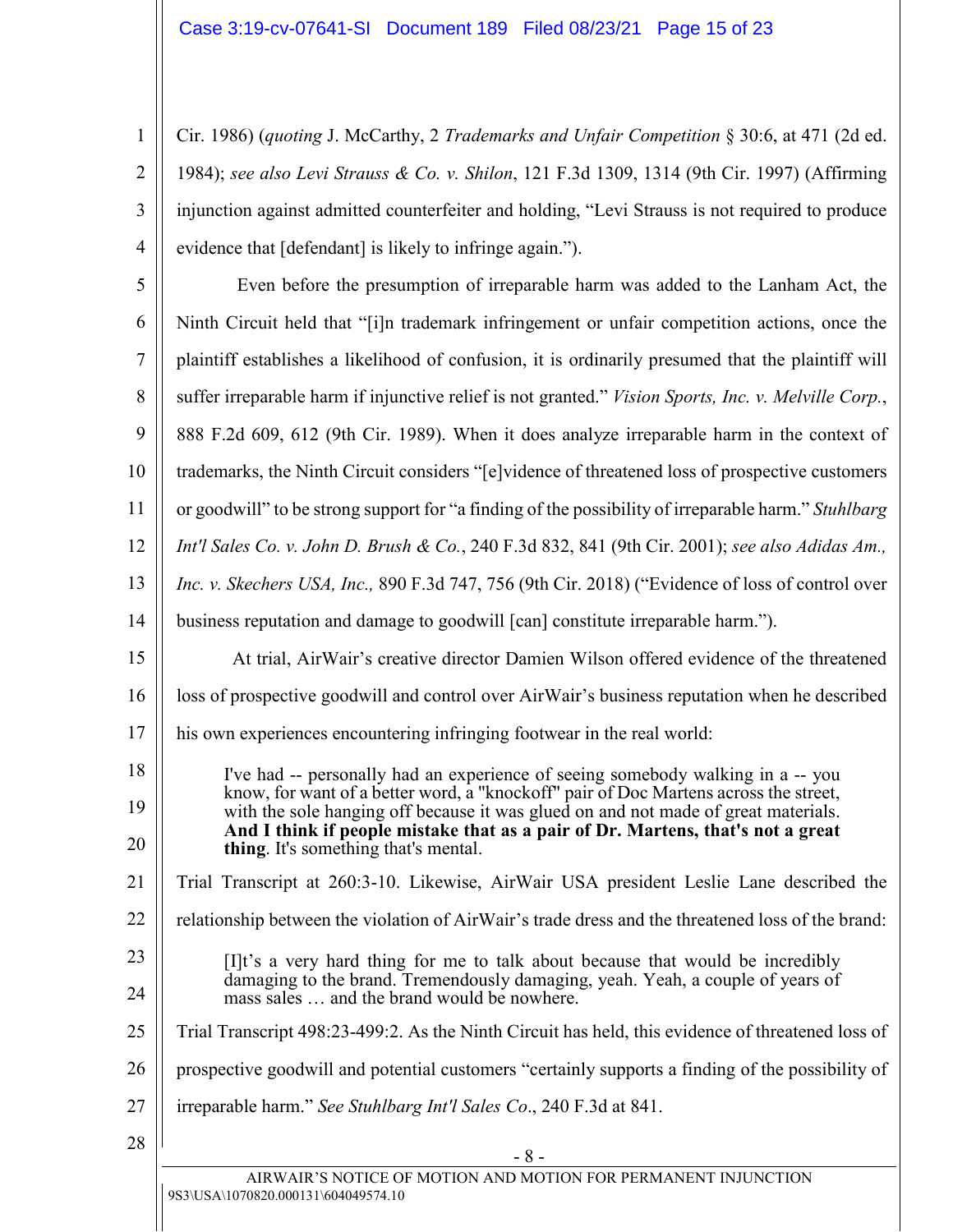Cir. 1986) (*quoting* J. McCarthy, 2 *Trademarks and Unfair Competition* § 30:6, at 471 (2d ed. 1984); *see also Levi Strauss & Co. v. Shilon*, 121 F.3d 1309, 1314 (9th Cir. 1997) (Affirming injunction against admitted counterfeiter and holding, "Levi Strauss is not required to produce evidence that [defendant] is likely to infringe again.").

Even before the presumption of irreparable harm was added to the Lanham Act, the Ninth Circuit held that "[i]n trademark infringement or unfair competition actions, once the plaintiff establishes a likelihood of confusion, it is ordinarily presumed that the plaintiff will suffer irreparable harm if injunctive relief is not granted." *Vision Sports, Inc. v. Melville Corp.*, 888 F.2d 609, 612 (9th Cir. 1989). When it does analyze irreparable harm in the context of trademarks, the Ninth Circuit considers "[e]vidence of threatened loss of prospective customers or goodwill" to be strong support for "a finding of the possibility of irreparable harm." *Stuhlbarg Int'l Sales Co. v. John D. Brush & Co.*, 240 F.3d 832, 841 (9th Cir. 2001); *see also Adidas Am., Inc. v. Skechers USA, Inc.,* 890 F.3d 747, 756 (9th Cir. 2018) ("Evidence of loss of control over business reputation and damage to goodwill [can] constitute irreparable harm.").

At trial, AirWair's creative director Damien Wilson offered evidence of the threatened loss of prospective goodwill and control over AirWair's business reputation when he described his own experiences encountering infringing footwear in the real world:

> I've had -- personally had an experience of seeing somebody walking in a -- you know, for want of a better word, a "knockoff" pair of Doc Martens across the street, with the sole hanging off because it was glued on and not made of great materials. **And I think if people mistake that as a pair of Dr. Martens, that's not a great thing**. It's something that's mental.

Trial Transcript at 260:3-10. Likewise, AirWair USA president Leslie Lane described the relationship between the violation of AirWair's trade dress and the threatened loss of the brand:

> [I]t's a very hard thing for me to talk about because that would be incredibly damaging to the brand. Tremendously damaging, yeah. Yeah, a couple of years of mass sales … and the brand would be nowhere.

Trial Transcript 498:23-499:2. As the Ninth Circuit has held, this evidence of threatened loss of prospective goodwill and potential customers "certainly supports a finding of the possibility of irreparable harm." *See Stuhlbarg Int'l Sales Co*., 240 F.3d at 841.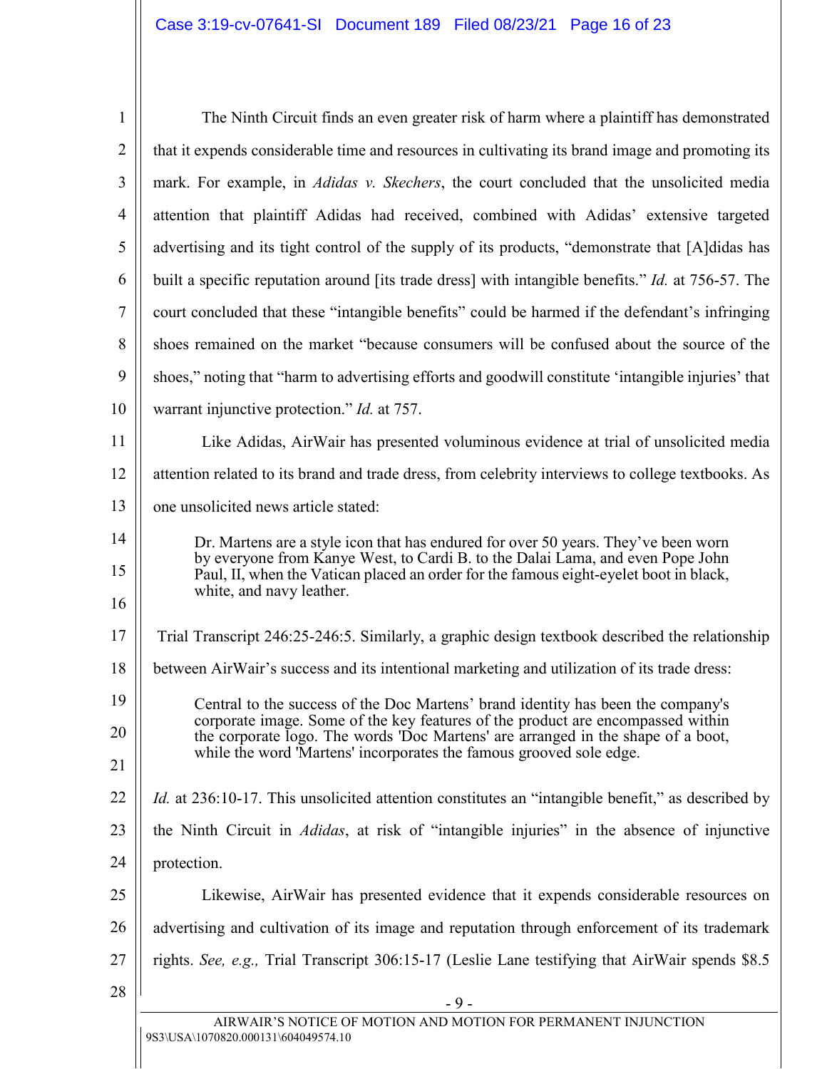The Ninth Circuit finds an even greater risk of harm where a plaintiff has demonstrated that it expends considerable time and resources in cultivating its brand image and promoting its mark. For example, in *Adidas v. Skechers*, the court concluded that the unsolicited media attention that plaintiff Adidas had received, combined with Adidas' extensive targeted advertising and its tight control of the supply of its products, "demonstrate that [A]didas has built a specific reputation around [its trade dress] with intangible benefits." *Id.* at 756-57. The court concluded that these "intangible benefits" could be harmed if the defendant's infringing shoes remained on the market "because consumers will be confused about the source of the shoes," noting that "harm to advertising efforts and goodwill constitute 'intangible injuries' that warrant injunctive protection." *Id.* at 757.

Like Adidas, AirWair has presented voluminous evidence at trial of unsolicited media attention related to its brand and trade dress, from celebrity interviews to college textbooks. As one unsolicited news article stated:

> Dr. Martens are a style icon that has endured for over 50 years. They've been worn by everyone from Kanye West, to Cardi B. to the Dalai Lama, and even Pope John Paul, II, when the Vatican placed an order for the famous eight-eyelet boot in black, white, and navy leather.

Trial Transcript 246:25-246:5. Similarly, a graphic design textbook described the relationship between AirWair's success and its intentional marketing and utilization of its trade dress:

> Central to the success of the Doc Martens' brand identity has been the company's corporate image. Some of the key features of the product are encompassed within the corporate logo. The words 'Doc Martens' are arranged in the shape of a boot, while the word 'Martens' incorporates the famous grooved sole edge.

*Id.* at 236:10-17. This unsolicited attention constitutes an "intangible benefit," as described by the Ninth Circuit in *Adidas*, at risk of "intangible injuries" in the absence of injunctive protection.

Likewise, AirWair has presented evidence that it expends considerable resources on advertising and cultivation of its image and reputation through enforcement of its trademark rights. *See, e.g.,* Trial Transcript 306:15-17 (Leslie Lane testifying that AirWair spends $8.5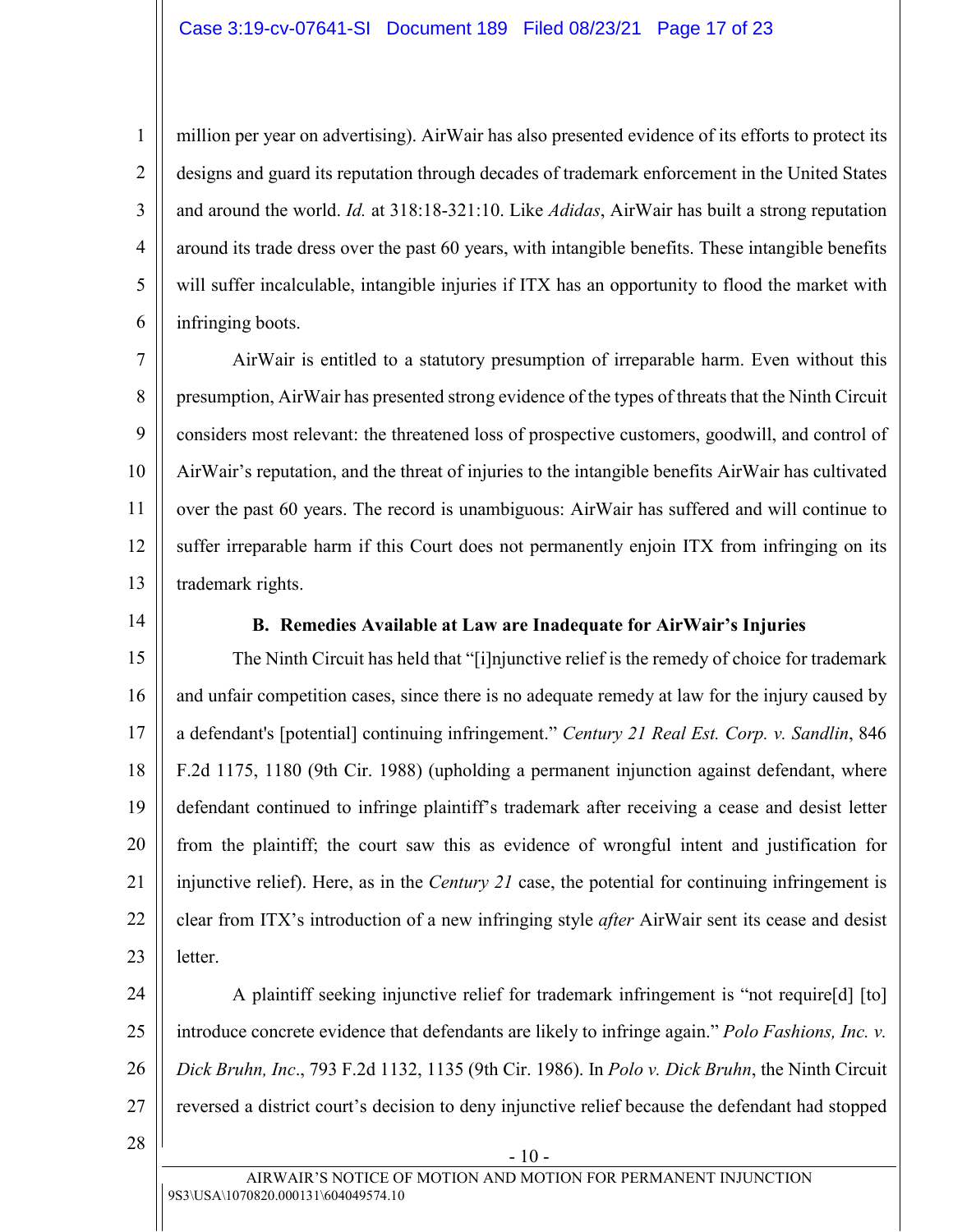million per year on advertising). AirWair has also presented evidence of its efforts to protect its designs and guard its reputation through decades of trademark enforcement in the United States and around the world. *Id.* at 318:18-321:10. Like *Adidas*, AirWair has built a strong reputation around its trade dress over the past 60 years, with intangible benefits. These intangible benefits will suffer incalculable, intangible injuries if ITX has an opportunity to flood the market with infringing boots.

AirWair is entitled to a statutory presumption of irreparable harm. Even without this presumption, AirWair has presented strong evidence of the types of threats that the Ninth Circuit considers most relevant: the threatened loss of prospective customers, goodwill, and control of AirWair's reputation, and the threat of injuries to the intangible benefits AirWair has cultivated over the past 60 years. The record is unambiguous: AirWair has suffered and will continue to suffer irreparable harm if this Court does not permanently enjoin ITX from infringing on its trademark rights.

### B. Remedies Available at Law are Inadequate for AirWair's Injuries

The Ninth Circuit has held that "[i]njunctive relief is the remedy of choice for trademark and unfair competition cases, since there is no adequate remedy at law for the injury caused by a defendant's [potential] continuing infringement." *Century 21 Real Est. Corp. v. Sandlin*, 846 F.2d 1175, 1180 (9th Cir. 1988) (upholding a permanent injunction against defendant, where defendant continued to infringe plaintiff's trademark after receiving a cease and desist letter from the plaintiff; the court saw this as evidence of wrongful intent and justification for injunctive relief). Here, as in the *Century 21* case, the potential for continuing infringement is clear from ITX's introduction of a new infringing style *after* AirWair sent its cease and desist letter.

A plaintiff seeking injunctive relief for trademark infringement is "not require[d] [to] introduce concrete evidence that defendants are likely to infringe again." *Polo Fashions, Inc. v. Dick Bruhn, Inc*., 793 F.2d 1132, 1135 (9th Cir. 1986). In *Polo v. Dick Bruhn*, the Ninth Circuit reversed a district court's decision to deny injunctive relief because the defendant had stopped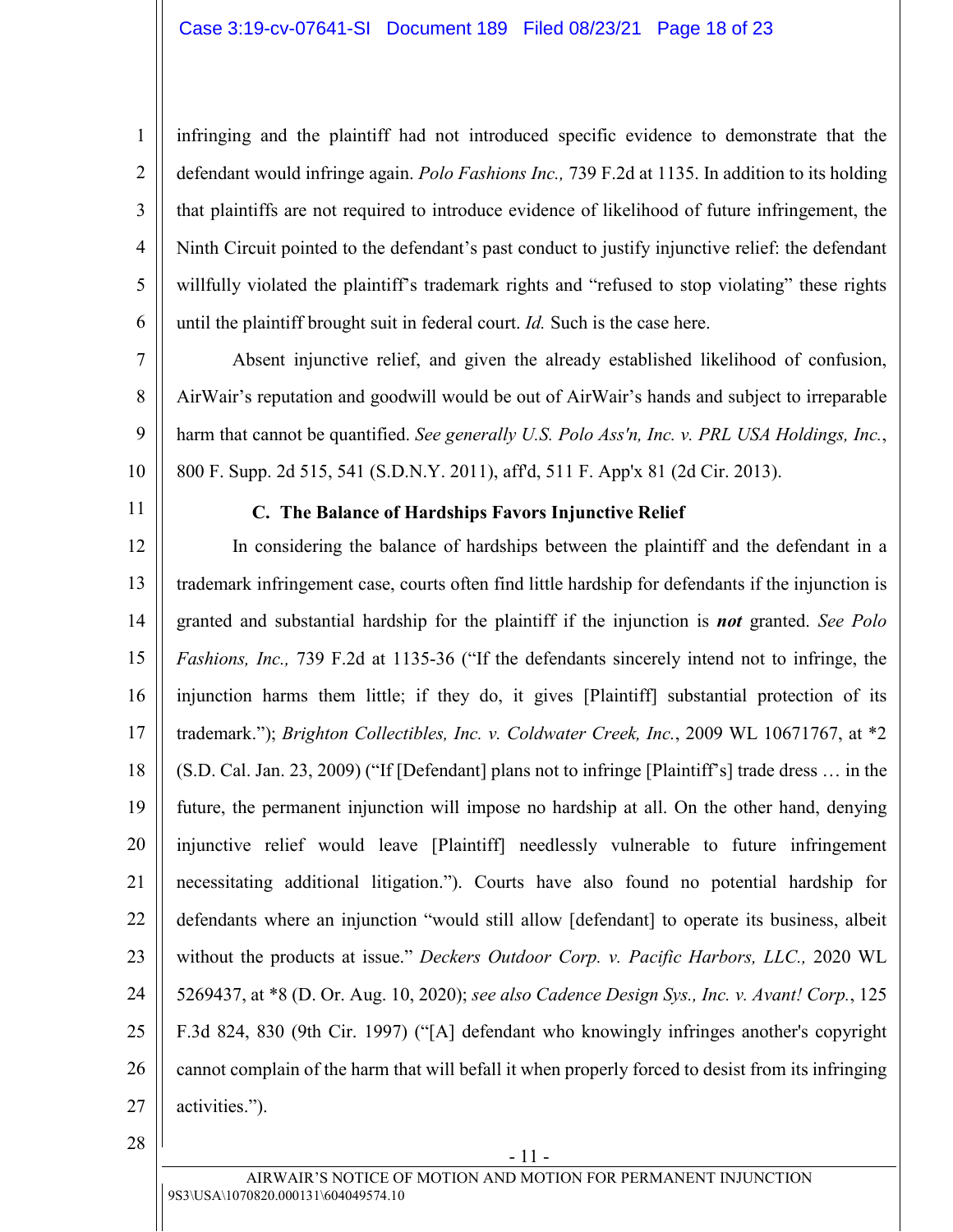infringing and the plaintiff had not introduced specific evidence to demonstrate that the defendant would infringe again. *Polo Fashions Inc.,* 739 F.2d at 1135. In addition to its holding that plaintiffs are not required to introduce evidence of likelihood of future infringement, the Ninth Circuit pointed to the defendant's past conduct to justify injunctive relief: the defendant willfully violated the plaintiff's trademark rights and "refused to stop violating" these rights until the plaintiff brought suit in federal court. *Id.* Such is the case here.

Absent injunctive relief, and given the already established likelihood of confusion, AirWair's reputation and goodwill would be out of AirWair's hands and subject to irreparable harm that cannot be quantified. *See generally U.S. Polo Ass'n, Inc. v. PRL USA Holdings, Inc.*, 800 F. Supp. 2d 515, 541 (S.D.N.Y. 2011), aff'd, 511 F. App'x 81 (2d Cir. 2013).

### C. The Balance of Hardships Favors Injunctive Relief

In considering the balance of hardships between the plaintiff and the defendant in a trademark infringement case, courts often find little hardship for defendants if the injunction is granted and substantial hardship for the plaintiff if the injunction is ***not*** granted. *See Polo Fashions, Inc.,* 739 F.2d at 1135-36 ("If the defendants sincerely intend not to infringe, the injunction harms them little; if they do, it gives [Plaintiff] substantial protection of its trademark."); *Brighton Collectibles, Inc. v. Coldwater Creek, Inc.*, 2009 WL 10671767, at *2 (S.D. Cal. Jan. 23, 2009) ("If [Defendant] plans not to infringe [Plaintiff's] trade dress … in the future, the permanent injunction will impose no hardship at all. On the other hand, denying injunctive relief would leave [Plaintiff] needlessly vulnerable to future infringement necessitating additional litigation."). Courts have also found no potential hardship for defendants where an injunction "would still allow [defendant] to operate its business, albeit without the products at issue." *Deckers Outdoor Corp. v. Pacific Harbors, LLC.,* 2020 WL 5269437, at *8 (D. Or. Aug. 10, 2020); *see also Cadence Design Sys., Inc. v. Avant! Corp.*, 125 F.3d 824, 830 (9th Cir. 1997) ("[A] defendant who knowingly infringes another's copyright cannot complain of the harm that will befall it when properly forced to desist from its infringing activities.").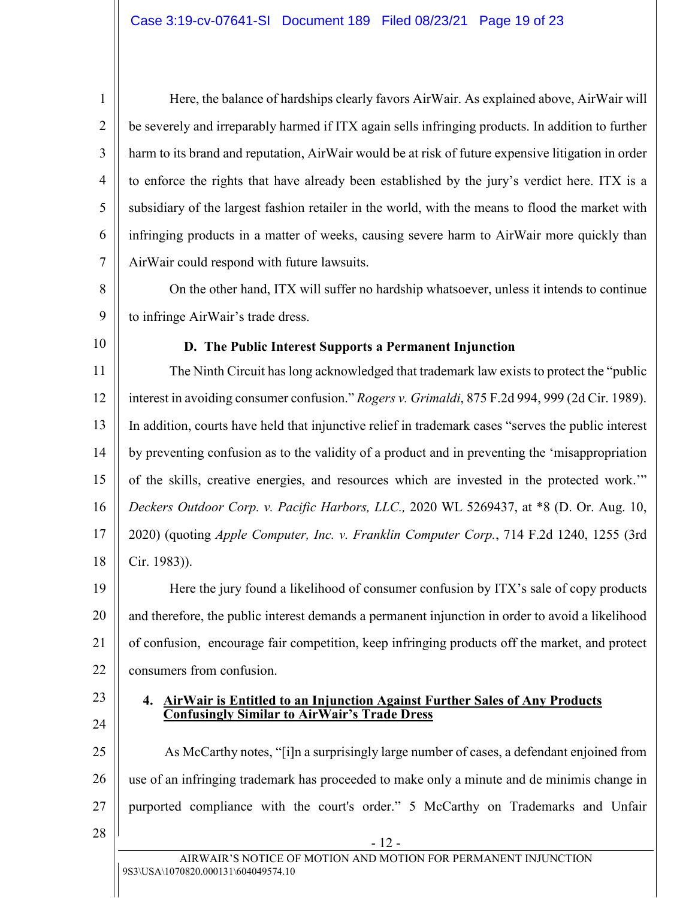Here, the balance of hardships clearly favors AirWair. As explained above, AirWair will be severely and irreparably harmed if ITX again sells infringing products. In addition to further harm to its brand and reputation, AirWair would be at risk of future expensive litigation in order to enforce the rights that have already been established by the jury's verdict here. ITX is a subsidiary of the largest fashion retailer in the world, with the means to flood the market with infringing products in a matter of weeks, causing severe harm to AirWair more quickly than AirWair could respond with future lawsuits.

On the other hand, ITX will suffer no hardship whatsoever, unless it intends to continue to infringe AirWair's trade dress.

**D. The Public Interest Supports a Permanent Injunction**

The Ninth Circuit has long acknowledged that trademark law exists to protect the "public interest in avoiding consumer confusion." *Rogers v. Grimaldi*, 875 F.2d 994, 999 (2d Cir. 1989). In addition, courts have held that injunctive relief in trademark cases "serves the public interest by preventing confusion as to the validity of a product and in preventing the 'misappropriation of the skills, creative energies, and resources which are invested in the protected work.'" *Deckers Outdoor Corp. v. Pacific Harbors, LLC.,* 2020 WL 5269437, at *8 (D. Or. Aug. 10, 2020) (quoting *Apple Computer, Inc. v. Franklin Computer Corp.*, 714 F.2d 1240, 1255 (3rd Cir. 1983)).

Here the jury found a likelihood of consumer confusion by ITX's sale of copy products and therefore, the public interest demands a permanent injunction in order to avoid a likelihood of confusion, encourage fair competition, keep infringing products off the market, and protect consumers from confusion.

**4. <u>AirWair is Entitled to an Injunction Against Further Sales of Any Products Confusingly Similar to AirWair's Trade Dress</u>**

As McCarthy notes, "[i]n a surprisingly large number of cases, a defendant enjoined from use of an infringing trademark has proceeded to make only a minute and de minimis change in purported compliance with the court's order." 5 McCarthy on Trademarks and Unfair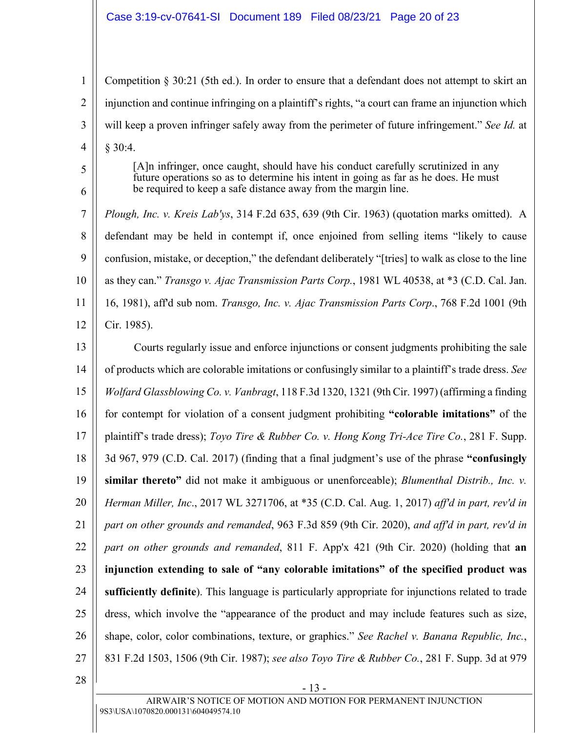Competition § 30:21 (5th ed.). In order to ensure that a defendant does not attempt to skirt an injunction and continue infringing on a plaintiff's rights, "a court can frame an injunction which will keep a proven infringer safely away from the perimeter of future infringement." *See Id.* at § 30:4.

> [A]n infringer, once caught, should have his conduct carefully scrutinized in any future operations so as to determine his intent in going as far as he does. He must be required to keep a safe distance away from the margin line.

*Plough, Inc. v. Kreis Lab'ys*, 314 F.2d 635, 639 (9th Cir. 1963) (quotation marks omitted). A defendant may be held in contempt if, once enjoined from selling items "likely to cause confusion, mistake, or deception," the defendant deliberately "[tries] to walk as close to the line as they can." *Transgo v. Ajac Transmission Parts Corp.*, 1981 WL 40538, at *3 (C.D. Cal. Jan. 16, 1981), aff'd sub nom. *Transgo, Inc. v. Ajac Transmission Parts Corp.*, 768 F.2d 1001 (9th Cir. 1985).

Courts regularly issue and enforce injunctions or consent judgments prohibiting the sale of products which are colorable imitations or confusingly similar to a plaintiff's trade dress. *See Wolfard Glassblowing Co. v. Vanbragt*, 118 F.3d 1320, 1321 (9th Cir. 1997) (affirming a finding for contempt for violation of a consent judgment prohibiting **"colorable imitations"** of the plaintiff's trade dress); *Toyo Tire & Rubber Co. v. Hong Kong Tri-Ace Tire Co.*, 281 F. Supp. 3d 967, 979 (C.D. Cal. 2017) (finding that a final judgment's use of the phrase **"confusingly similar thereto"** did not make it ambiguous or unenforceable); *Blumenthal Distrib., Inc. v. Herman Miller, Inc.*, 2017 WL 3271706, at *35 (C.D. Cal. Aug. 1, 2017) *aff'd in part, rev'd in part on other grounds and remanded*, 963 F.3d 859 (9th Cir. 2020), *and aff'd in part, rev'd in part on other grounds and remanded*, 811 F. App'x 421 (9th Cir. 2020) (holding that **an injunction extending to sale of "any colorable imitations" of the specified product was sufficiently definite**). This language is particularly appropriate for injunctions related to trade dress, which involve the "appearance of the product and may include features such as size, shape, color, color combinations, texture, or graphics." *See Rachel v. Banana Republic, Inc.*, 831 F.2d 1503, 1506 (9th Cir. 1987); *see also Toyo Tire & Rubber Co.*, 281 F. Supp. 3d at 979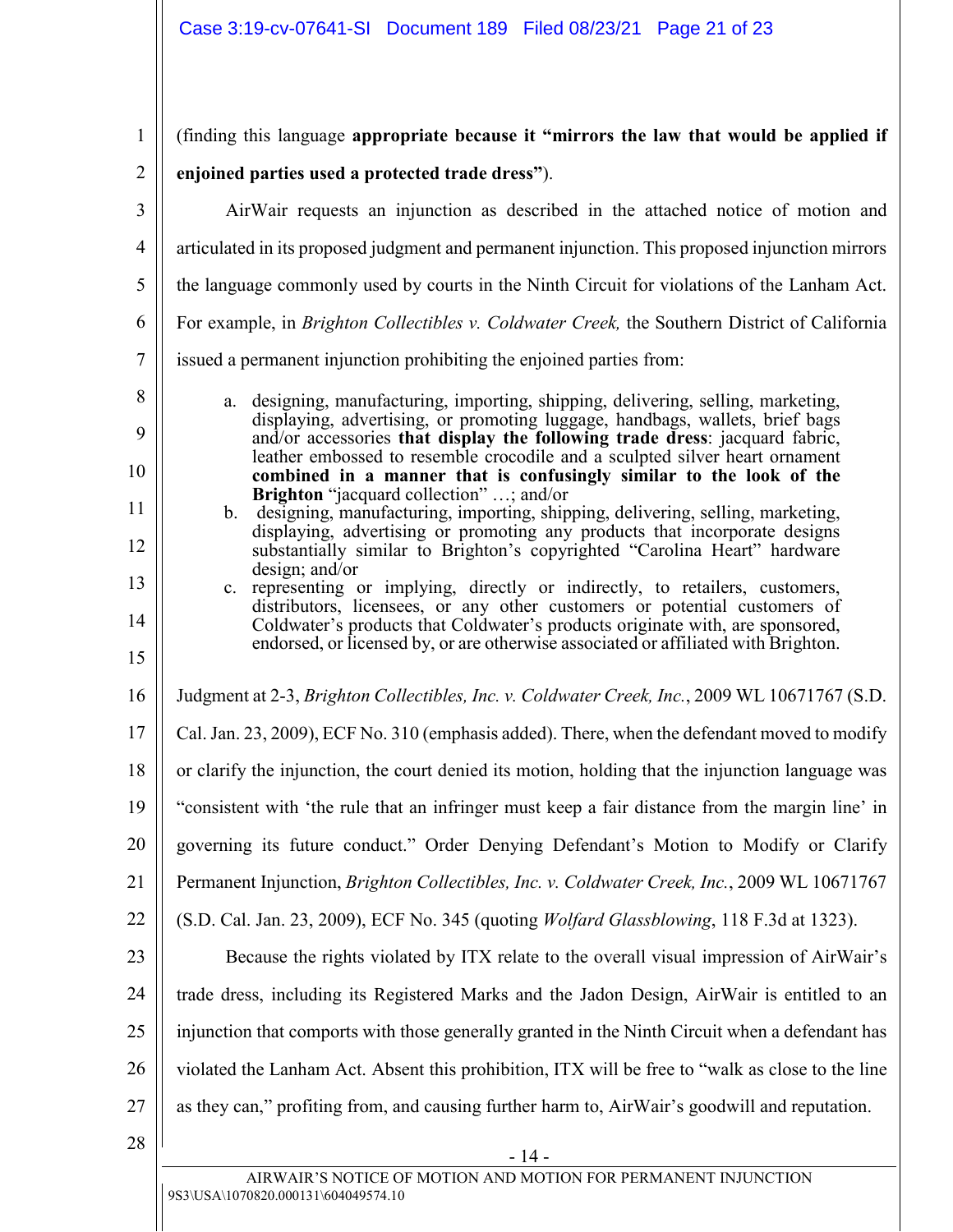(finding this language **appropriate because it "mirrors the law that would be applied if enjoined parties used a protected trade dress"**).

AirWair requests an injunction as described in the attached notice of motion and articulated in its proposed judgment and permanent injunction. This proposed injunction mirrors the language commonly used by courts in the Ninth Circuit for violations of the Lanham Act. For example, in *Brighton Collectibles v. Coldwater Creek,* the Southern District of California issued a permanent injunction prohibiting the enjoined parties from:

> a. designing, manufacturing, importing, shipping, delivering, selling, marketing, displaying, advertising, or promoting luggage, handbags, wallets, brief bags and/or accessories **that display the following trade dress**: jacquard fabric, leather embossed to resemble crocodile and a sculpted silver heart ornament **combined in a manner that is confusingly similar to the look of the Brighton** "jacquard collection" …; and/or
>
> b. designing, manufacturing, importing, shipping, delivering, selling, marketing, displaying, advertising or promoting any products that incorporate designs substantially similar to Brighton's copyrighted "Carolina Heart" hardware design; and/or
>
> c. representing or implying, directly or indirectly, to retailers, customers, distributors, licensees, or any other customers or potential customers of Coldwater's products that Coldwater's products originate with, are sponsored, endorsed, or licensed by, or are otherwise associated or affiliated with Brighton.

Judgment at 2-3, *Brighton Collectibles, Inc. v. Coldwater Creek, Inc.*, 2009 WL 10671767 (S.D. Cal. Jan. 23, 2009), ECF No. 310 (emphasis added). There, when the defendant moved to modify or clarify the injunction, the court denied its motion, holding that the injunction language was "consistent with 'the rule that an infringer must keep a fair distance from the margin line' in governing its future conduct." Order Denying Defendant's Motion to Modify or Clarify Permanent Injunction, *Brighton Collectibles, Inc. v. Coldwater Creek, Inc.*, 2009 WL 10671767 (S.D. Cal. Jan. 23, 2009), ECF No. 345 (quoting *Wolfard Glassblowing*, 118 F.3d at 1323).

Because the rights violated by ITX relate to the overall visual impression of AirWair's trade dress, including its Registered Marks and the Jadon Design, AirWair is entitled to an injunction that comports with those generally granted in the Ninth Circuit when a defendant has violated the Lanham Act. Absent this prohibition, ITX will be free to "walk as close to the line as they can," profiting from, and causing further harm to, AirWair's goodwill and reputation.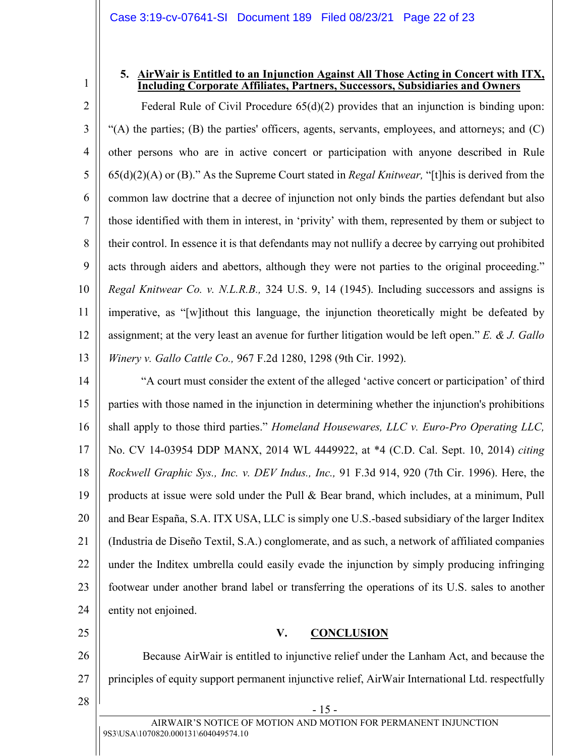#### 5. AirWair is Entitled to an Injunction Against All Those Acting in Concert with ITX, Including Corporate Affiliates, Partners, Successors, Subsidiaries and Owners

Federal Rule of Civil Procedure 65(d)(2) provides that an injunction is binding upon: "(A) the parties; (B) the parties' officers, agents, servants, employees, and attorneys; and (C) other persons who are in active concert or participation with anyone described in Rule 65(d)(2)(A) or (B)." As the Supreme Court stated in *Regal Knitwear,* "[t]his is derived from the common law doctrine that a decree of injunction not only binds the parties defendant but also those identified with them in interest, in 'privity' with them, represented by them or subject to their control. In essence it is that defendants may not nullify a decree by carrying out prohibited acts through aiders and abettors, although they were not parties to the original proceeding." *Regal Knitwear Co. v. N.L.R.B.,* 324 U.S. 9, 14 (1945). Including successors and assigns is imperative, as "[w]ithout this language, the injunction theoretically might be defeated by assignment; at the very least an avenue for further litigation would be left open." *E. & J. Gallo Winery v. Gallo Cattle Co.,* 967 F.2d 1280, 1298 (9th Cir. 1992).

"A court must consider the extent of the alleged 'active concert or participation' of third parties with those named in the injunction in determining whether the injunction's prohibitions shall apply to those third parties." *Homeland Housewares, LLC v. Euro-Pro Operating LLC,* No. CV 14-03954 DDP MANX, 2014 WL 4449922, at *4 (C.D. Cal. Sept. 10, 2014) *citing Rockwell Graphic Sys., Inc. v. DEV Indus., Inc.,* 91 F.3d 914, 920 (7th Cir. 1996). Here, the products at issue were sold under the Pull & Bear brand, which includes, at a minimum, Pull and Bear España, S.A. ITX USA, LLC is simply one U.S.-based subsidiary of the larger Inditex (Industria de Diseño Textil, S.A.) conglomerate, and as such, a network of affiliated companies under the Inditex umbrella could easily evade the injunction by simply producing infringing footwear under another brand label or transferring the operations of its U.S. sales to another entity not enjoined.

## V. CONCLUSION

Because AirWair is entitled to injunctive relief under the Lanham Act, and because the principles of equity support permanent injunctive relief, AirWair International Ltd. respectfully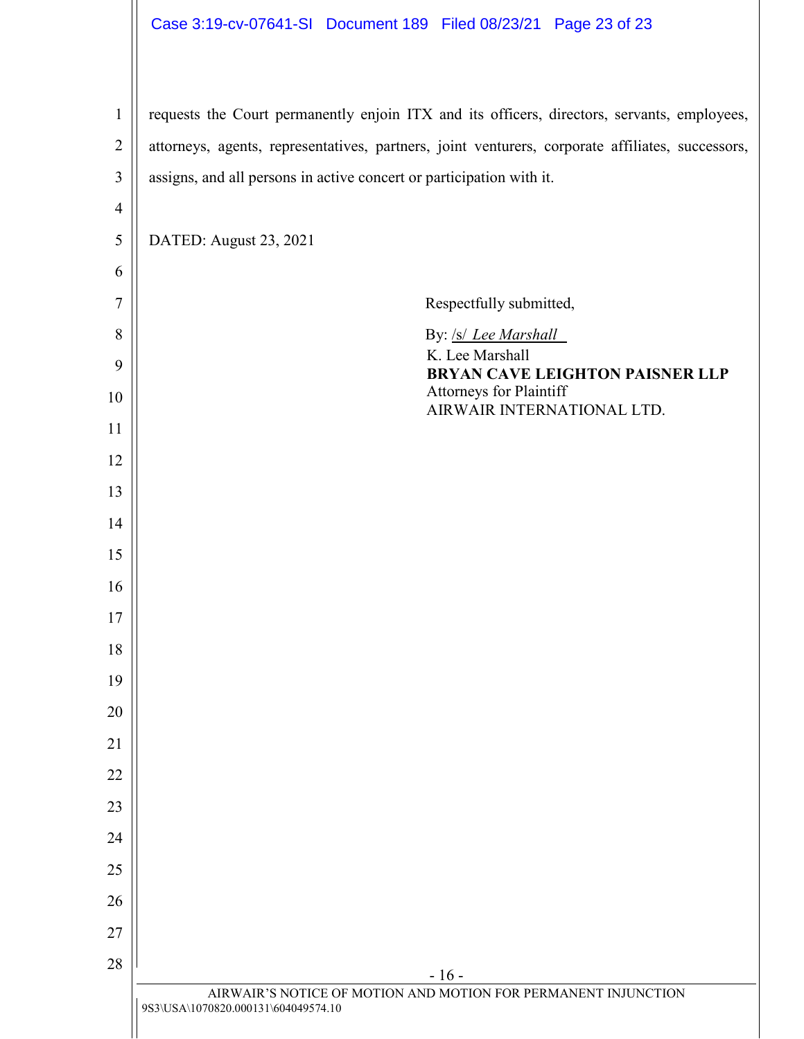requests the Court permanently enjoin ITX and its officers, directors, servants, employees, attorneys, agents, representatives, partners, joint venturers, corporate affiliates, successors, assigns, and all persons in active concert or participation with it.

DATED: August 23, 2021

Respectfully submitted,

By: /s/ *Lee Marshall*
K. Lee Marshall
**BRYAN CAVE LEIGHTON PAISNER LLP**
Attorneys for Plaintiff
AIRWAIR INTERNATIONAL LTD.